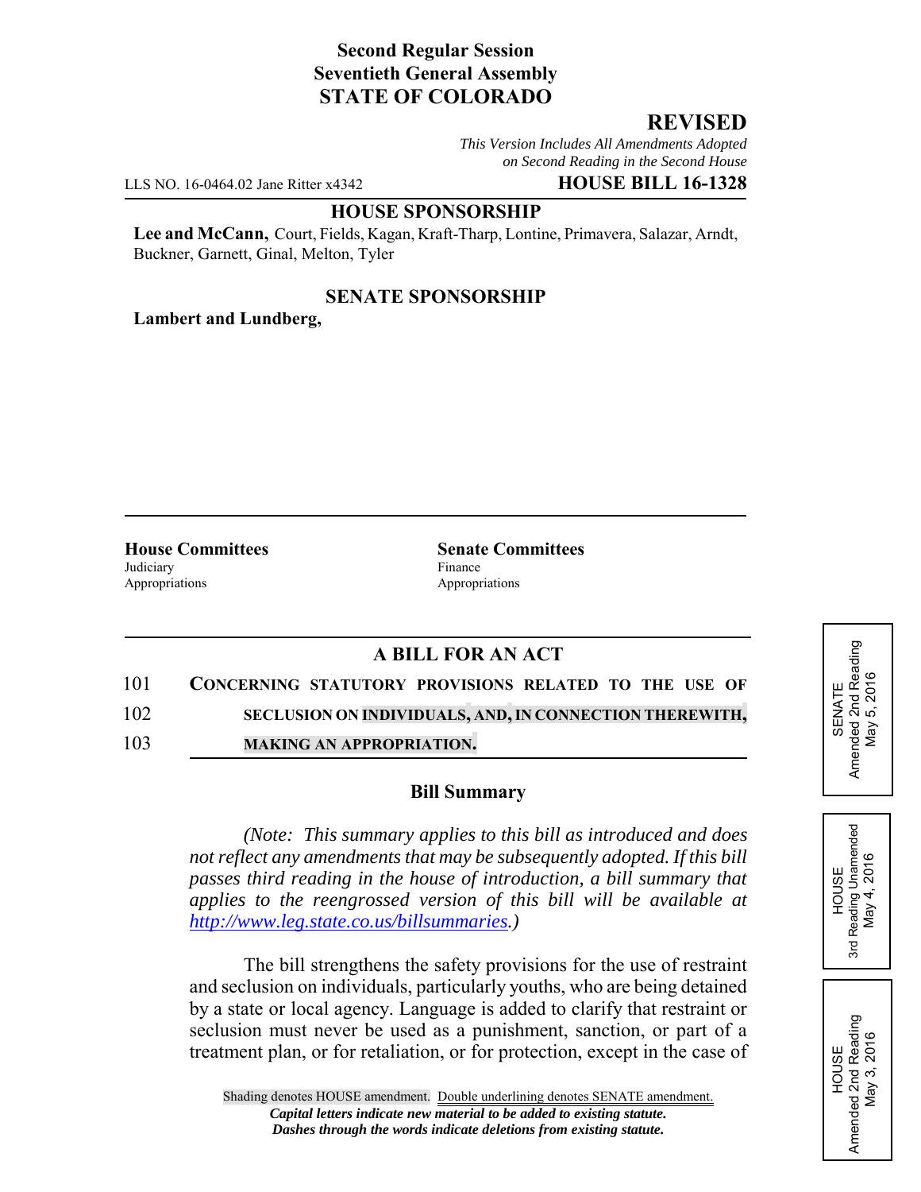**Second Regular Session**
**Seventieth General Assembly**
**STATE OF COLORADO**

## REVISED

*This Version Includes All Amendments Adopted on Second Reading in the Second House*

LLS NO. 16-0464.02 Jane Ritter x4342 **HOUSE BILL 16-1328**

**HOUSE SPONSORSHIP**

**Lee and McCann,** Court, Fields, Kagan, Kraft-Tharp, Lontine, Primavera, Salazar, Arndt, Buckner, Garnett, Ginal, Melton, Tyler

**SENATE SPONSORSHIP**

**Lambert and Lundberg,**

| **House Committees** | **Senate Committees** |
|---|---|
| Judiciary | Finance |
| Appropriations | Appropriations |

SENATE Amended 2nd Reading May 5, 2016

HOUSE 3rd Reading Unamended May 4, 2016

HOUSE Amended 2nd Reading May 3, 2016

## A BILL FOR AN ACT

101 **CONCERNING STATUTORY PROVISIONS RELATED TO THE USE OF**
102 **SECLUSION ON INDIVIDUALS, AND, IN CONNECTION THEREWITH,**
103 **MAKING AN APPROPRIATION.**

### Bill Summary

*(Note: This summary applies to this bill as introduced and does not reflect any amendments that may be subsequently adopted. If this bill passes third reading in the house of introduction, a bill summary that applies to the reengrossed version of this bill will be available at http://www.leg.state.co.us/billsummaries.)*

The bill strengthens the safety provisions for the use of restraint and seclusion on individuals, particularly youths, who are being detained by a state or local agency. Language is added to clarify that restraint or seclusion must never be used as a punishment, sanction, or part of a treatment plan, or for retaliation, or for protection, except in the case of

Shading denotes HOUSE amendment. Double underlining denotes SENATE amendment.
***Capital letters indicate new material to be added to existing statute.***
***Dashes through the words indicate deletions from existing statute.***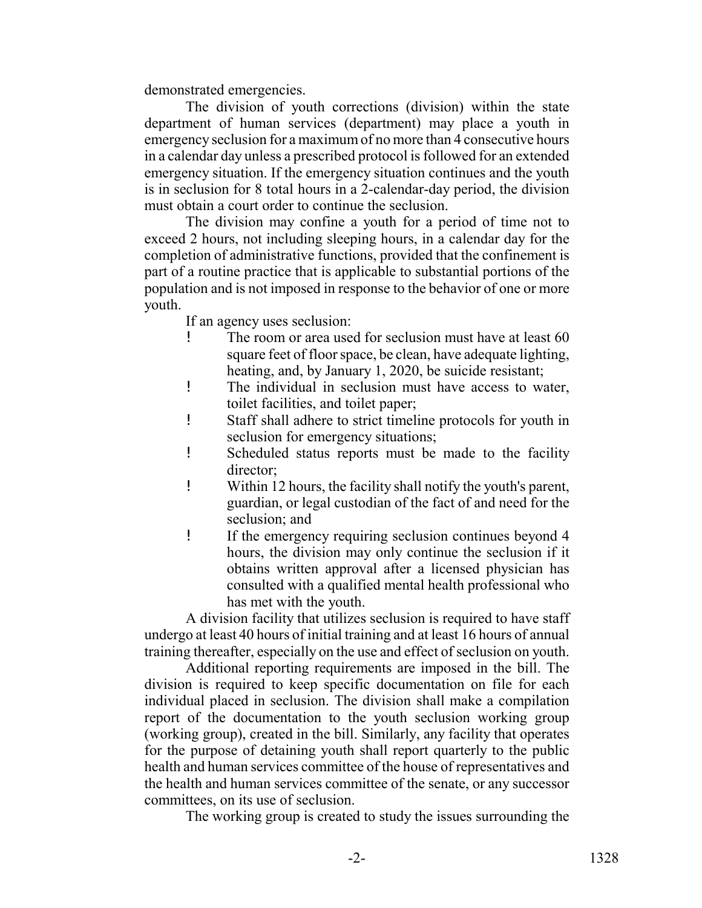demonstrated emergencies.

The division of youth corrections (division) within the state department of human services (department) may place a youth in emergency seclusion for a maximum of no more than 4 consecutive hours in a calendar day unless a prescribed protocol is followed for an extended emergency situation. If the emergency situation continues and the youth is in seclusion for 8 total hours in a 2-calendar-day period, the division must obtain a court order to continue the seclusion.

The division may confine a youth for a period of time not to exceed 2 hours, not including sleeping hours, in a calendar day for the completion of administrative functions, provided that the confinement is part of a routine practice that is applicable to substantial portions of the population and is not imposed in response to the behavior of one or more youth.

If an agency uses seclusion:

- The room or area used for seclusion must have at least 60 square feet of floor space, be clean, have adequate lighting, heating, and, by January 1, 2020, be suicide resistant;
- The individual in seclusion must have access to water, toilet facilities, and toilet paper;
- Staff shall adhere to strict timeline protocols for youth in seclusion for emergency situations;
- Scheduled status reports must be made to the facility director;
- Within 12 hours, the facility shall notify the youth's parent, guardian, or legal custodian of the fact of and need for the seclusion; and
- If the emergency requiring seclusion continues beyond 4 hours, the division may only continue the seclusion if it obtains written approval after a licensed physician has consulted with a qualified mental health professional who has met with the youth.

A division facility that utilizes seclusion is required to have staff undergo at least 40 hours of initial training and at least 16 hours of annual training thereafter, especially on the use and effect of seclusion on youth.

Additional reporting requirements are imposed in the bill. The division is required to keep specific documentation on file for each individual placed in seclusion. The division shall make a compilation report of the documentation to the youth seclusion working group (working group), created in the bill. Similarly, any facility that operates for the purpose of detaining youth shall report quarterly to the public health and human services committee of the house of representatives and the health and human services committee of the senate, or any successor committees, on its use of seclusion.

The working group is created to study the issues surrounding the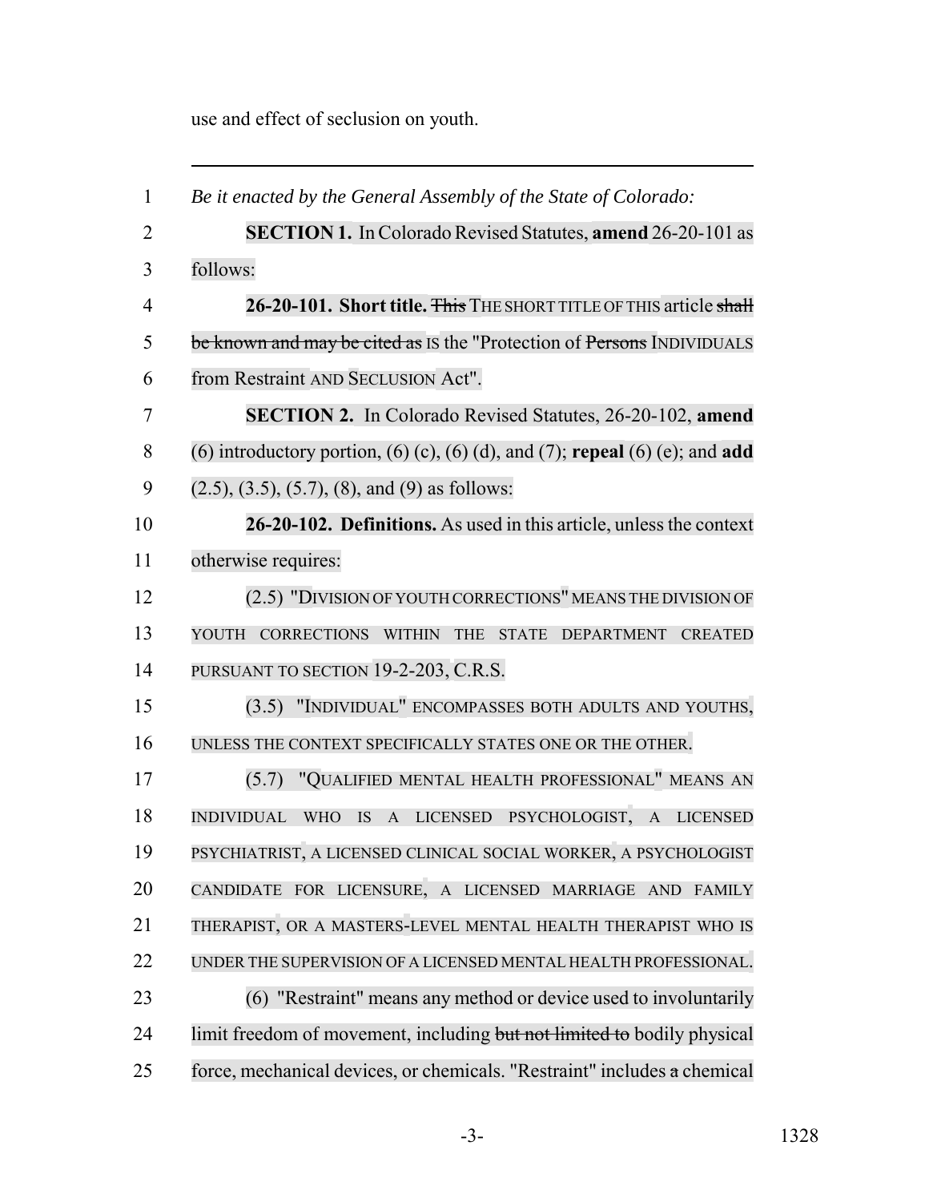use and effect of seclusion on youth.

---

1 *Be it enacted by the General Assembly of the State of Colorado:*

2 **SECTION 1.** In Colorado Revised Statutes, **amend** 26-20-101 as

3 follows:

4 **26-20-101. Short title.** ~~This~~ THE SHORT TITLE OF THIS article ~~shall~~

5 ~~be known and may be cited as~~ IS the "Protection of ~~Persons~~ INDIVIDUALS

6 from Restraint AND SECLUSION Act".

7 **SECTION 2.** In Colorado Revised Statutes, 26-20-102, **amend**

8 (6) introductory portion, (6) (c), (6) (d), and (7); **repeal** (6) (e); and **add**

9 (2.5), (3.5), (5.7), (8), and (9) as follows:

10 **26-20-102. Definitions.** As used in this article, unless the context

11 otherwise requires:

12 (2.5) "DIVISION OF YOUTH CORRECTIONS" MEANS THE DIVISION OF

13 YOUTH CORRECTIONS WITHIN THE STATE DEPARTMENT CREATED

14 PURSUANT TO SECTION 19-2-203, C.R.S.

15 (3.5) "INDIVIDUAL" ENCOMPASSES BOTH ADULTS AND YOUTHS,

16 UNLESS THE CONTEXT SPECIFICALLY STATES ONE OR THE OTHER.

17 (5.7) "QUALIFIED MENTAL HEALTH PROFESSIONAL" MEANS AN

18 INDIVIDUAL WHO IS A LICENSED PSYCHOLOGIST, A LICENSED

19 PSYCHIATRIST, A LICENSED CLINICAL SOCIAL WORKER, A PSYCHOLOGIST

20 CANDIDATE FOR LICENSURE, A LICENSED MARRIAGE AND FAMILY

21 THERAPIST, OR A MASTERS-LEVEL MENTAL HEALTH THERAPIST WHO IS

22 UNDER THE SUPERVISION OF A LICENSED MENTAL HEALTH PROFESSIONAL.

23 (6) "Restraint" means any method or device used to involuntarily

24 limit freedom of movement, including ~~but not limited to~~ bodily physical

25 force, mechanical devices, or chemicals. "Restraint" includes ~~a~~ chemical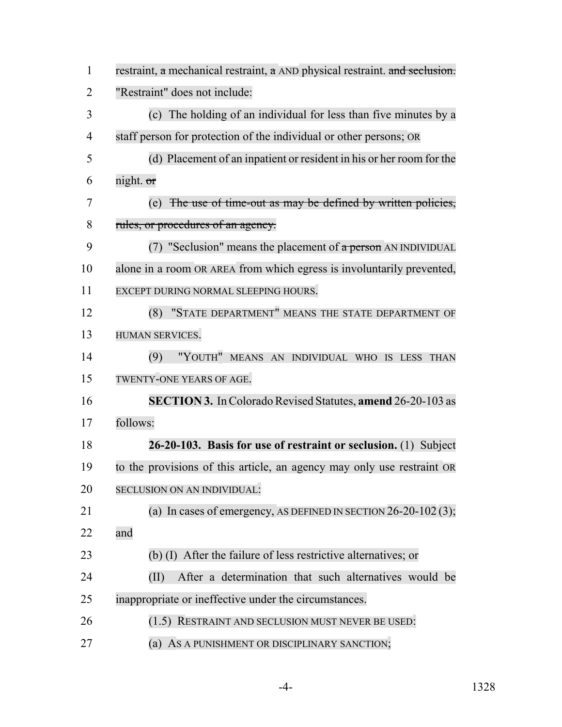restraint, ~~a~~ mechanical restraint, ~~a~~ AND physical restraint. ~~and seclusion.~~ "Restraint" does not include:

(c) The holding of an individual for less than five minutes by a staff person for protection of the individual or other persons; OR

(d) Placement of an inpatient or resident in his or her room for the night. ~~or~~

(e) ~~The use of time-out as may be defined by written policies, rules, or procedures of an agency.~~

(7) "Seclusion" means the placement of ~~a person~~ AN INDIVIDUAL alone in a room OR AREA from which egress is involuntarily prevented, EXCEPT DURING NORMAL SLEEPING HOURS.

(8) "STATE DEPARTMENT" MEANS THE STATE DEPARTMENT OF HUMAN SERVICES.

(9) "YOUTH" MEANS AN INDIVIDUAL WHO IS LESS THAN TWENTY-ONE YEARS OF AGE.

**SECTION 3.** In Colorado Revised Statutes, **amend** 26-20-103 as follows:

**26-20-103. Basis for use of restraint or seclusion.** (1) Subject to the provisions of this article, an agency may only use restraint OR SECLUSION ON AN INDIVIDUAL:

(a) In cases of emergency, AS DEFINED IN SECTION 26-20-102 (3); and

(b) (I) After the failure of less restrictive alternatives; or

(II) After a determination that such alternatives would be inappropriate or ineffective under the circumstances.

(1.5) RESTRAINT AND SECLUSION MUST NEVER BE USED:

(a) AS A PUNISHMENT OR DISCIPLINARY SANCTION;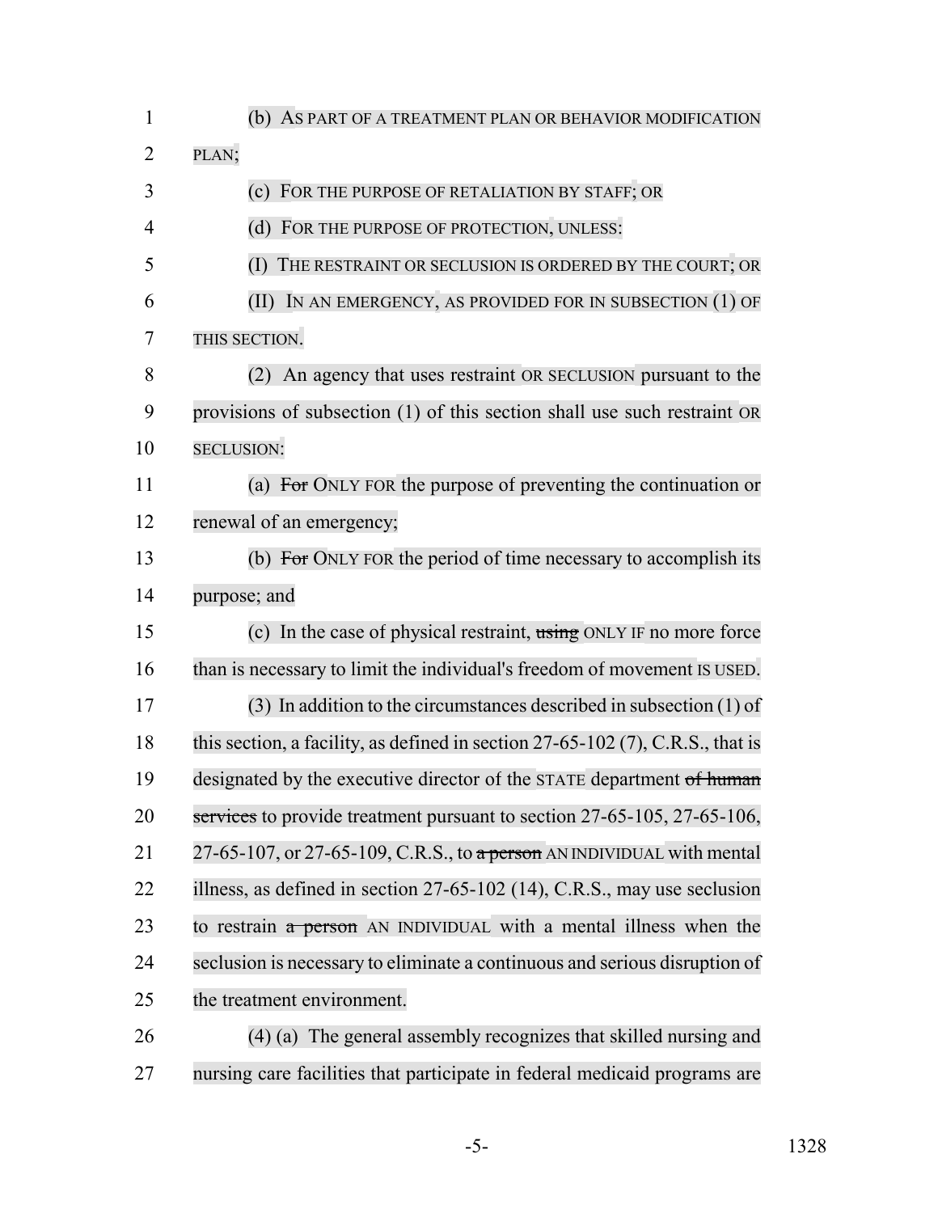(b) AS PART OF A TREATMENT PLAN OR BEHAVIOR MODIFICATION PLAN;

(c) FOR THE PURPOSE OF RETALIATION BY STAFF; OR

(d) FOR THE PURPOSE OF PROTECTION, UNLESS:

(I) THE RESTRAINT OR SECLUSION IS ORDERED BY THE COURT; OR

(II) IN AN EMERGENCY, AS PROVIDED FOR IN SUBSECTION (1) OF THIS SECTION.

(2) An agency that uses restraint OR SECLUSION pursuant to the provisions of subsection (1) of this section shall use such restraint OR SECLUSION:

(a) ~~For~~ ONLY FOR the purpose of preventing the continuation or renewal of an emergency;

(b) ~~For~~ ONLY FOR the period of time necessary to accomplish its purpose; and

(c) In the case of physical restraint, ~~using~~ ONLY IF no more force than is necessary to limit the individual's freedom of movement IS USED.

(3) In addition to the circumstances described in subsection (1) of this section, a facility, as defined in section 27-65-102 (7), C.R.S., that is designated by the executive director of the STATE department ~~of human services~~ to provide treatment pursuant to section 27-65-105, 27-65-106, 27-65-107, or 27-65-109, C.R.S., to ~~a person~~ AN INDIVIDUAL with mental illness, as defined in section 27-65-102 (14), C.R.S., may use seclusion to restrain ~~a person~~ AN INDIVIDUAL with a mental illness when the seclusion is necessary to eliminate a continuous and serious disruption of the treatment environment.

(4) (a) The general assembly recognizes that skilled nursing and nursing care facilities that participate in federal medicaid programs are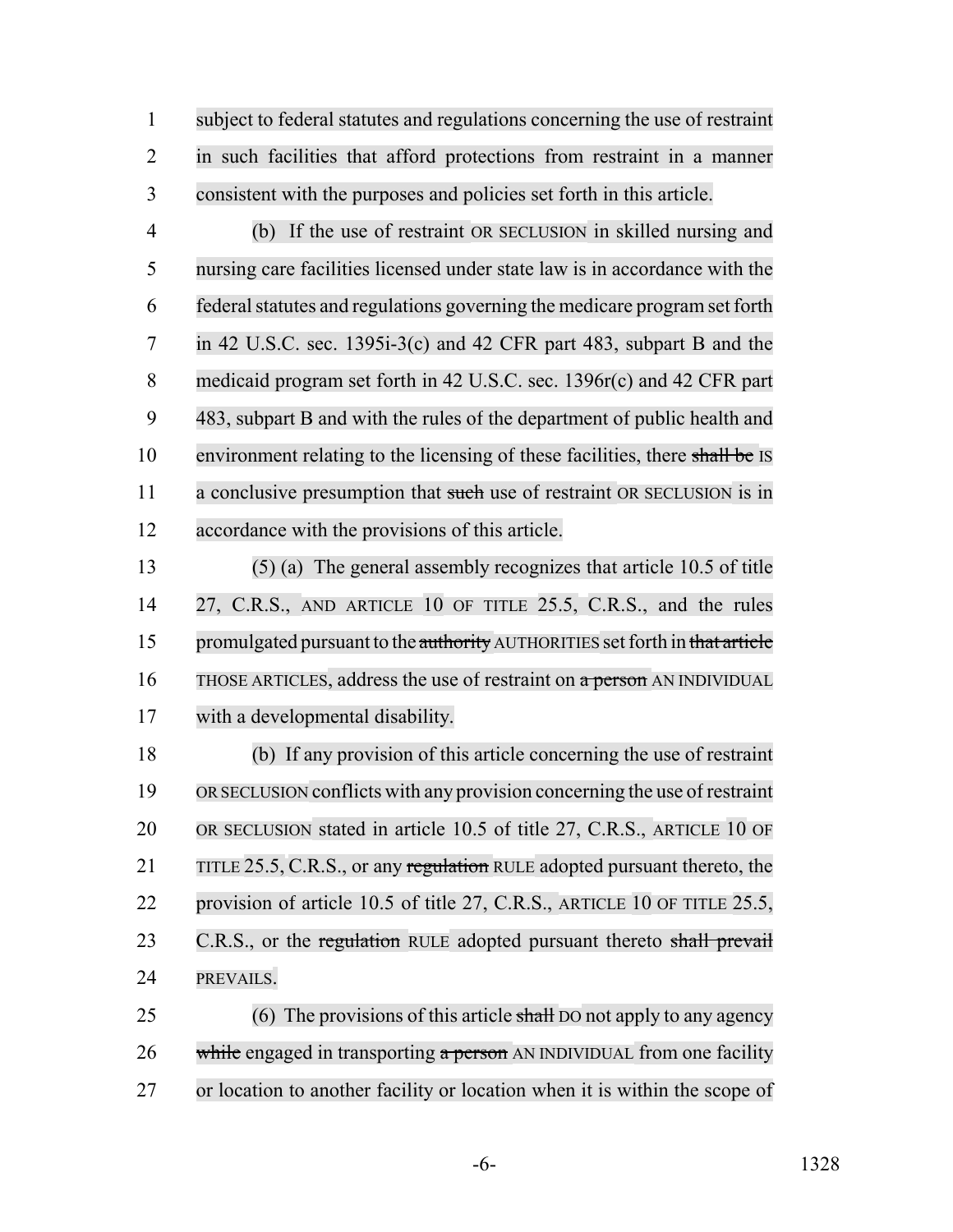subject to federal statutes and regulations concerning the use of restraint in such facilities that afford protections from restraint in a manner consistent with the purposes and policies set forth in this article.

(b) If the use of restraint OR SECLUSION in skilled nursing and nursing care facilities licensed under state law is in accordance with the federal statutes and regulations governing the medicare program set forth in 42 U.S.C. sec. 1395i-3(c) and 42 CFR part 483, subpart B and the medicaid program set forth in 42 U.S.C. sec. 1396r(c) and 42 CFR part 483, subpart B and with the rules of the department of public health and environment relating to the licensing of these facilities, there ~~shall be~~ IS a conclusive presumption that ~~such~~ use of restraint OR SECLUSION is in accordance with the provisions of this article.

(5) (a) The general assembly recognizes that article 10.5 of title 27, C.R.S., AND ARTICLE 10 OF TITLE 25.5, C.R.S., and the rules promulgated pursuant to the ~~authority~~ AUTHORITIES set forth in ~~that article~~ THOSE ARTICLES, address the use of restraint on ~~a person~~ AN INDIVIDUAL with a developmental disability.

(b) If any provision of this article concerning the use of restraint OR SECLUSION conflicts with any provision concerning the use of restraint OR SECLUSION stated in article 10.5 of title 27, C.R.S., ARTICLE 10 OF TITLE 25.5, C.R.S., or any ~~regulation~~ RULE adopted pursuant thereto, the provision of article 10.5 of title 27, C.R.S., ARTICLE 10 OF TITLE 25.5, C.R.S., or the ~~regulation~~ RULE adopted pursuant thereto ~~shall prevail~~ PREVAILS.

(6) The provisions of this article ~~shall~~ DO not apply to any agency ~~while~~ engaged in transporting ~~a person~~ AN INDIVIDUAL from one facility or location to another facility or location when it is within the scope of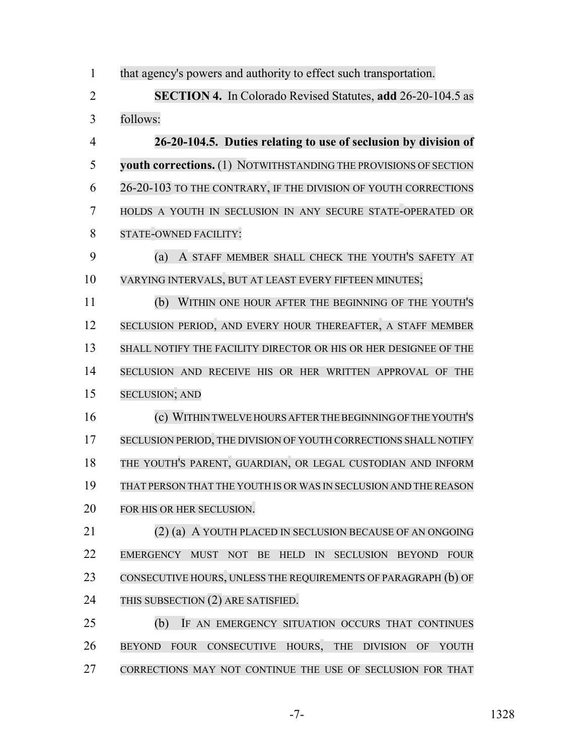that agency's powers and authority to effect such transportation.

**SECTION 4.** In Colorado Revised Statutes, **add** 26-20-104.5 as follows:

**26-20-104.5. Duties relating to use of seclusion by division of youth corrections.** (1) NOTWITHSTANDING THE PROVISIONS OF SECTION 26-20-103 TO THE CONTRARY, IF THE DIVISION OF YOUTH CORRECTIONS HOLDS A YOUTH IN SECLUSION IN ANY SECURE STATE-OPERATED OR STATE-OWNED FACILITY:

(a) A STAFF MEMBER SHALL CHECK THE YOUTH'S SAFETY AT VARYING INTERVALS, BUT AT LEAST EVERY FIFTEEN MINUTES;

(b) WITHIN ONE HOUR AFTER THE BEGINNING OF THE YOUTH'S SECLUSION PERIOD, AND EVERY HOUR THEREAFTER, A STAFF MEMBER SHALL NOTIFY THE FACILITY DIRECTOR OR HIS OR HER DESIGNEE OF THE SECLUSION AND RECEIVE HIS OR HER WRITTEN APPROVAL OF THE SECLUSION; AND

(c) WITHIN TWELVE HOURS AFTER THE BEGINNING OF THE YOUTH'S SECLUSION PERIOD, THE DIVISION OF YOUTH CORRECTIONS SHALL NOTIFY THE YOUTH'S PARENT, GUARDIAN, OR LEGAL CUSTODIAN AND INFORM THAT PERSON THAT THE YOUTH IS OR WAS IN SECLUSION AND THE REASON FOR HIS OR HER SECLUSION.

(2) (a) A YOUTH PLACED IN SECLUSION BECAUSE OF AN ONGOING EMERGENCY MUST NOT BE HELD IN SECLUSION BEYOND FOUR CONSECUTIVE HOURS, UNLESS THE REQUIREMENTS OF PARAGRAPH (b) OF THIS SUBSECTION (2) ARE SATISFIED.

(b) IF AN EMERGENCY SITUATION OCCURS THAT CONTINUES BEYOND FOUR CONSECUTIVE HOURS, THE DIVISION OF YOUTH CORRECTIONS MAY NOT CONTINUE THE USE OF SECLUSION FOR THAT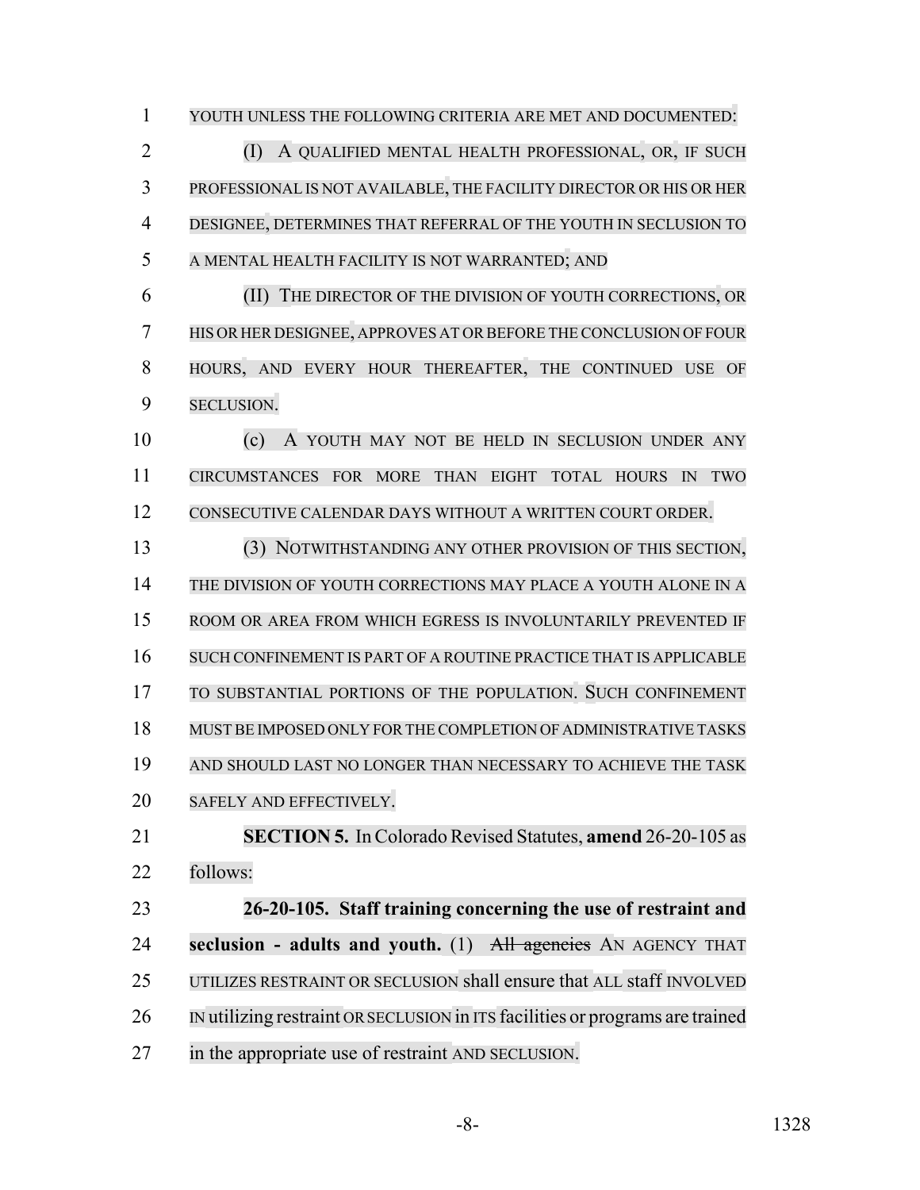YOUTH UNLESS THE FOLLOWING CRITERIA ARE MET AND DOCUMENTED:

(I) A QUALIFIED MENTAL HEALTH PROFESSIONAL, OR, IF SUCH PROFESSIONAL IS NOT AVAILABLE, THE FACILITY DIRECTOR OR HIS OR HER DESIGNEE, DETERMINES THAT REFERRAL OF THE YOUTH IN SECLUSION TO A MENTAL HEALTH FACILITY IS NOT WARRANTED; AND

(II) THE DIRECTOR OF THE DIVISION OF YOUTH CORRECTIONS, OR HIS OR HER DESIGNEE, APPROVES AT OR BEFORE THE CONCLUSION OF FOUR HOURS, AND EVERY HOUR THEREAFTER, THE CONTINUED USE OF SECLUSION.

(c) A YOUTH MAY NOT BE HELD IN SECLUSION UNDER ANY CIRCUMSTANCES FOR MORE THAN EIGHT TOTAL HOURS IN TWO CONSECUTIVE CALENDAR DAYS WITHOUT A WRITTEN COURT ORDER.

(3) NOTWITHSTANDING ANY OTHER PROVISION OF THIS SECTION, THE DIVISION OF YOUTH CORRECTIONS MAY PLACE A YOUTH ALONE IN A ROOM OR AREA FROM WHICH EGRESS IS INVOLUNTARILY PREVENTED IF SUCH CONFINEMENT IS PART OF A ROUTINE PRACTICE THAT IS APPLICABLE TO SUBSTANTIAL PORTIONS OF THE POPULATION. SUCH CONFINEMENT MUST BE IMPOSED ONLY FOR THE COMPLETION OF ADMINISTRATIVE TASKS AND SHOULD LAST NO LONGER THAN NECESSARY TO ACHIEVE THE TASK SAFELY AND EFFECTIVELY.

**SECTION 5.** In Colorado Revised Statutes, **amend** 26-20-105 as follows:

**26-20-105. Staff training concerning the use of restraint and seclusion - adults and youth.** (1) ~~All agencies~~ AN AGENCY THAT UTILIZES RESTRAINT OR SECLUSION shall ensure that ALL staff INVOLVED IN utilizing restraint OR SECLUSION in ITS facilities or programs are trained in the appropriate use of restraint AND SECLUSION.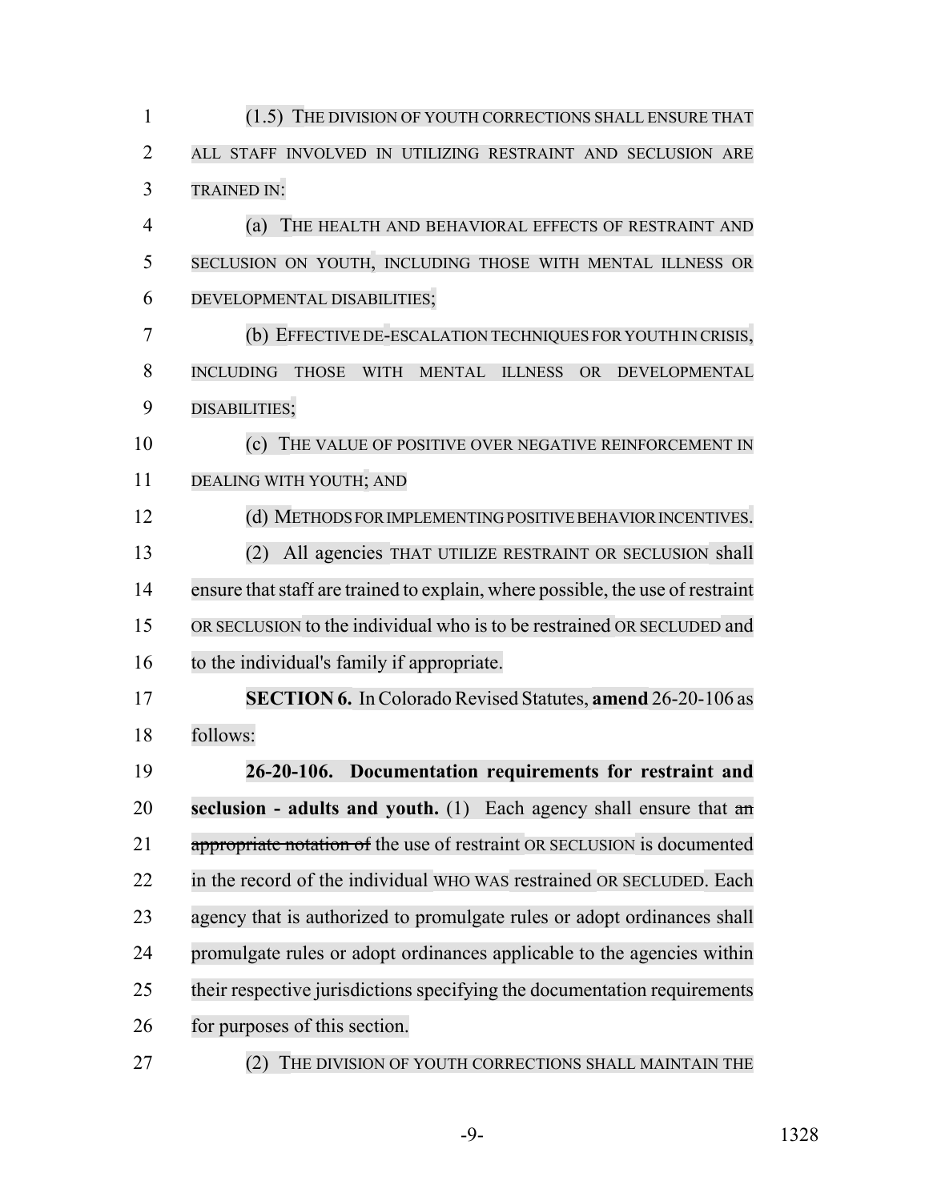(1.5) THE DIVISION OF YOUTH CORRECTIONS SHALL ENSURE THAT ALL STAFF INVOLVED IN UTILIZING RESTRAINT AND SECLUSION ARE TRAINED IN:

(a) THE HEALTH AND BEHAVIORAL EFFECTS OF RESTRAINT AND SECLUSION ON YOUTH, INCLUDING THOSE WITH MENTAL ILLNESS OR DEVELOPMENTAL DISABILITIES;

(b) EFFECTIVE DE-ESCALATION TECHNIQUES FOR YOUTH IN CRISIS, INCLUDING THOSE WITH MENTAL ILLNESS OR DEVELOPMENTAL DISABILITIES;

(c) THE VALUE OF POSITIVE OVER NEGATIVE REINFORCEMENT IN DEALING WITH YOUTH; AND

(d) METHODS FOR IMPLEMENTING POSITIVE BEHAVIOR INCENTIVES.

(2) All agencies THAT UTILIZE RESTRAINT OR SECLUSION shall ensure that staff are trained to explain, where possible, the use of restraint OR SECLUSION to the individual who is to be restrained OR SECLUDED and to the individual's family if appropriate.

**SECTION 6.** In Colorado Revised Statutes, **amend** 26-20-106 as follows:

**26-20-106. Documentation requirements for restraint and seclusion - adults and youth.** (1) Each agency shall ensure that ~~an appropriate notation of~~ the use of restraint OR SECLUSION is documented in the record of the individual WHO WAS restrained OR SECLUDED. Each agency that is authorized to promulgate rules or adopt ordinances shall promulgate rules or adopt ordinances applicable to the agencies within their respective jurisdictions specifying the documentation requirements for purposes of this section.

(2) THE DIVISION OF YOUTH CORRECTIONS SHALL MAINTAIN THE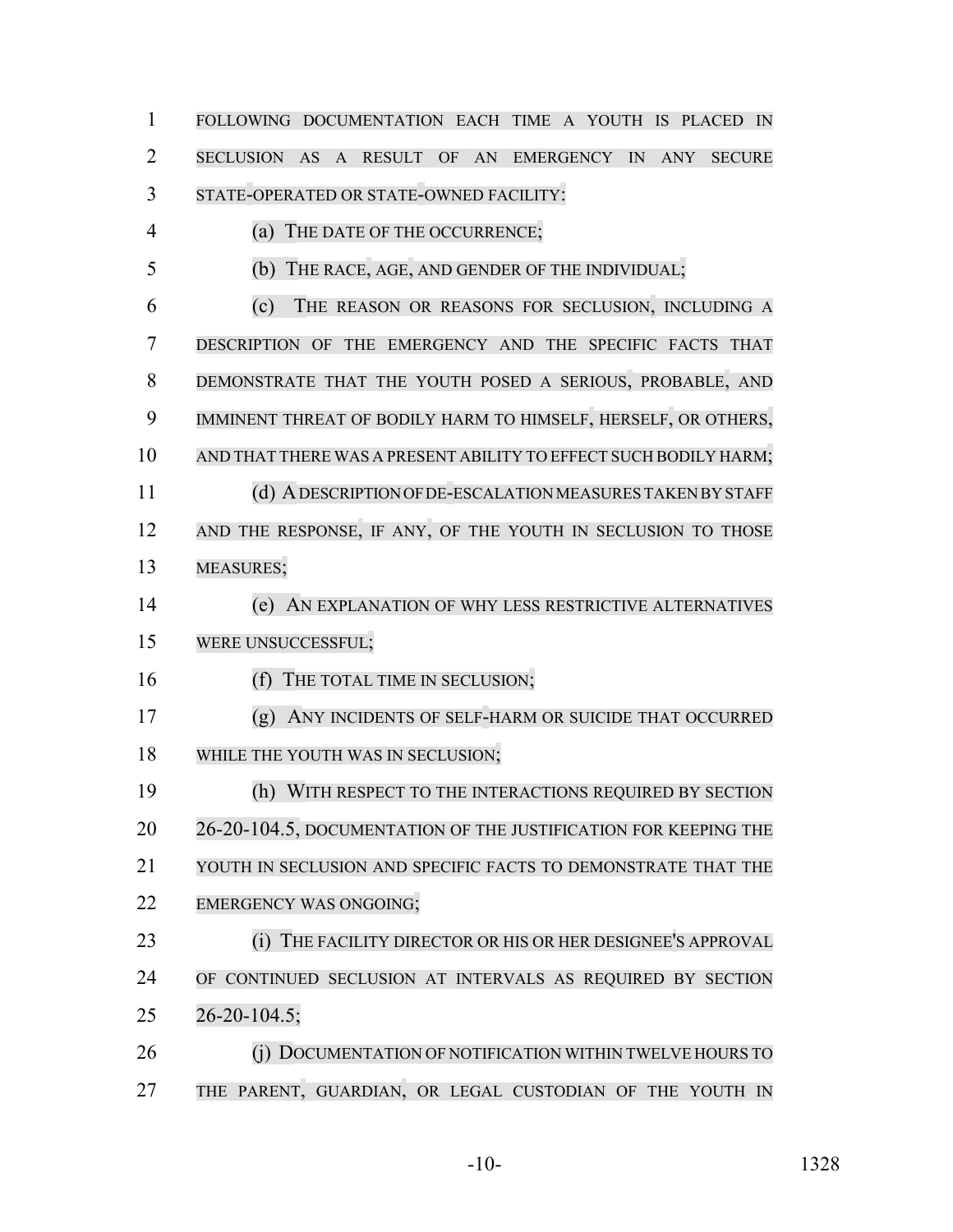FOLLOWING DOCUMENTATION EACH TIME A YOUTH IS PLACED IN SECLUSION AS A RESULT OF AN EMERGENCY IN ANY SECURE STATE-OPERATED OR STATE-OWNED FACILITY:

(a) THE DATE OF THE OCCURRENCE;

(b) THE RACE, AGE, AND GENDER OF THE INDIVIDUAL;

(c) THE REASON OR REASONS FOR SECLUSION, INCLUDING A DESCRIPTION OF THE EMERGENCY AND THE SPECIFIC FACTS THAT DEMONSTRATE THAT THE YOUTH POSED A SERIOUS, PROBABLE, AND IMMINENT THREAT OF BODILY HARM TO HIMSELF, HERSELF, OR OTHERS, AND THAT THERE WAS A PRESENT ABILITY TO EFFECT SUCH BODILY HARM;

(d) A DESCRIPTION OF DE-ESCALATION MEASURES TAKEN BY STAFF AND THE RESPONSE, IF ANY, OF THE YOUTH IN SECLUSION TO THOSE MEASURES;

(e) AN EXPLANATION OF WHY LESS RESTRICTIVE ALTERNATIVES WERE UNSUCCESSFUL;

(f) THE TOTAL TIME IN SECLUSION;

(g) ANY INCIDENTS OF SELF-HARM OR SUICIDE THAT OCCURRED WHILE THE YOUTH WAS IN SECLUSION;

(h) WITH RESPECT TO THE INTERACTIONS REQUIRED BY SECTION 26-20-104.5, DOCUMENTATION OF THE JUSTIFICATION FOR KEEPING THE YOUTH IN SECLUSION AND SPECIFIC FACTS TO DEMONSTRATE THAT THE EMERGENCY WAS ONGOING;

(i) THE FACILITY DIRECTOR OR HIS OR HER DESIGNEE'S APPROVAL OF CONTINUED SECLUSION AT INTERVALS AS REQUIRED BY SECTION 26-20-104.5;

(j) DOCUMENTATION OF NOTIFICATION WITHIN TWELVE HOURS TO THE PARENT, GUARDIAN, OR LEGAL CUSTODIAN OF THE YOUTH IN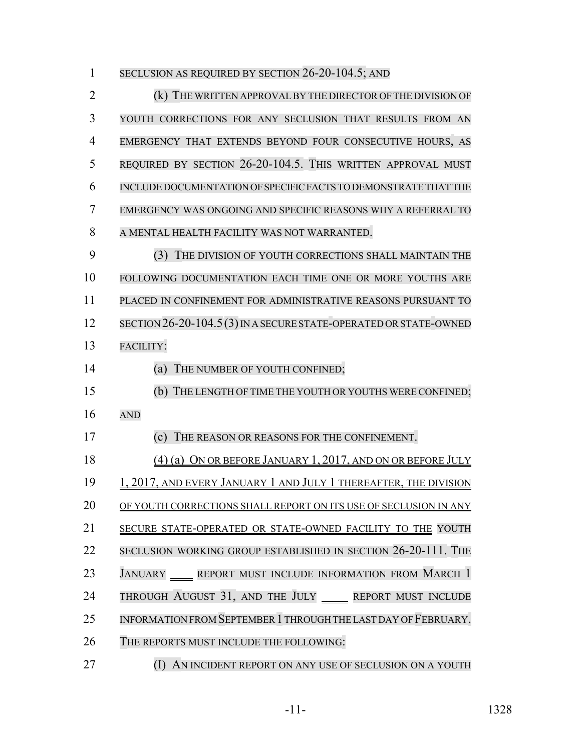SECLUSION AS REQUIRED BY SECTION 26-20-104.5; AND

(k) THE WRITTEN APPROVAL BY THE DIRECTOR OF THE DIVISION OF YOUTH CORRECTIONS FOR ANY SECLUSION THAT RESULTS FROM AN EMERGENCY THAT EXTENDS BEYOND FOUR CONSECUTIVE HOURS, AS REQUIRED BY SECTION 26-20-104.5. THIS WRITTEN APPROVAL MUST INCLUDE DOCUMENTATION OF SPECIFIC FACTS TO DEMONSTRATE THAT THE EMERGENCY WAS ONGOING AND SPECIFIC REASONS WHY A REFERRAL TO A MENTAL HEALTH FACILITY WAS NOT WARRANTED.

(3) THE DIVISION OF YOUTH CORRECTIONS SHALL MAINTAIN THE FOLLOWING DOCUMENTATION EACH TIME ONE OR MORE YOUTHS ARE PLACED IN CONFINEMENT FOR ADMINISTRATIVE REASONS PURSUANT TO SECTION 26-20-104.5 (3) IN A SECURE STATE-OPERATED OR STATE-OWNED FACILITY:

(a) THE NUMBER OF YOUTH CONFINED;

(b) THE LENGTH OF TIME THE YOUTH OR YOUTHS WERE CONFINED; AND

(c) THE REASON OR REASONS FOR THE CONFINEMENT.

(4) (a) ON OR BEFORE JANUARY 1, 2017, AND ON OR BEFORE JULY 1, 2017, AND EVERY JANUARY 1 AND JULY 1 THEREAFTER, THE DIVISION OF YOUTH CORRECTIONS SHALL REPORT ON ITS USE OF SECLUSION IN ANY SECURE STATE-OPERATED OR STATE-OWNED FACILITY TO THE YOUTH SECLUSION WORKING GROUP ESTABLISHED IN SECTION 26-20-111. THE JANUARY ____ REPORT MUST INCLUDE INFORMATION FROM MARCH 1 THROUGH AUGUST 31, AND THE JULY ____ REPORT MUST INCLUDE INFORMATION FROM SEPTEMBER 1 THROUGH THE LAST DAY OF FEBRUARY. THE REPORTS MUST INCLUDE THE FOLLOWING:

(I) AN INCIDENT REPORT ON ANY USE OF SECLUSION ON A YOUTH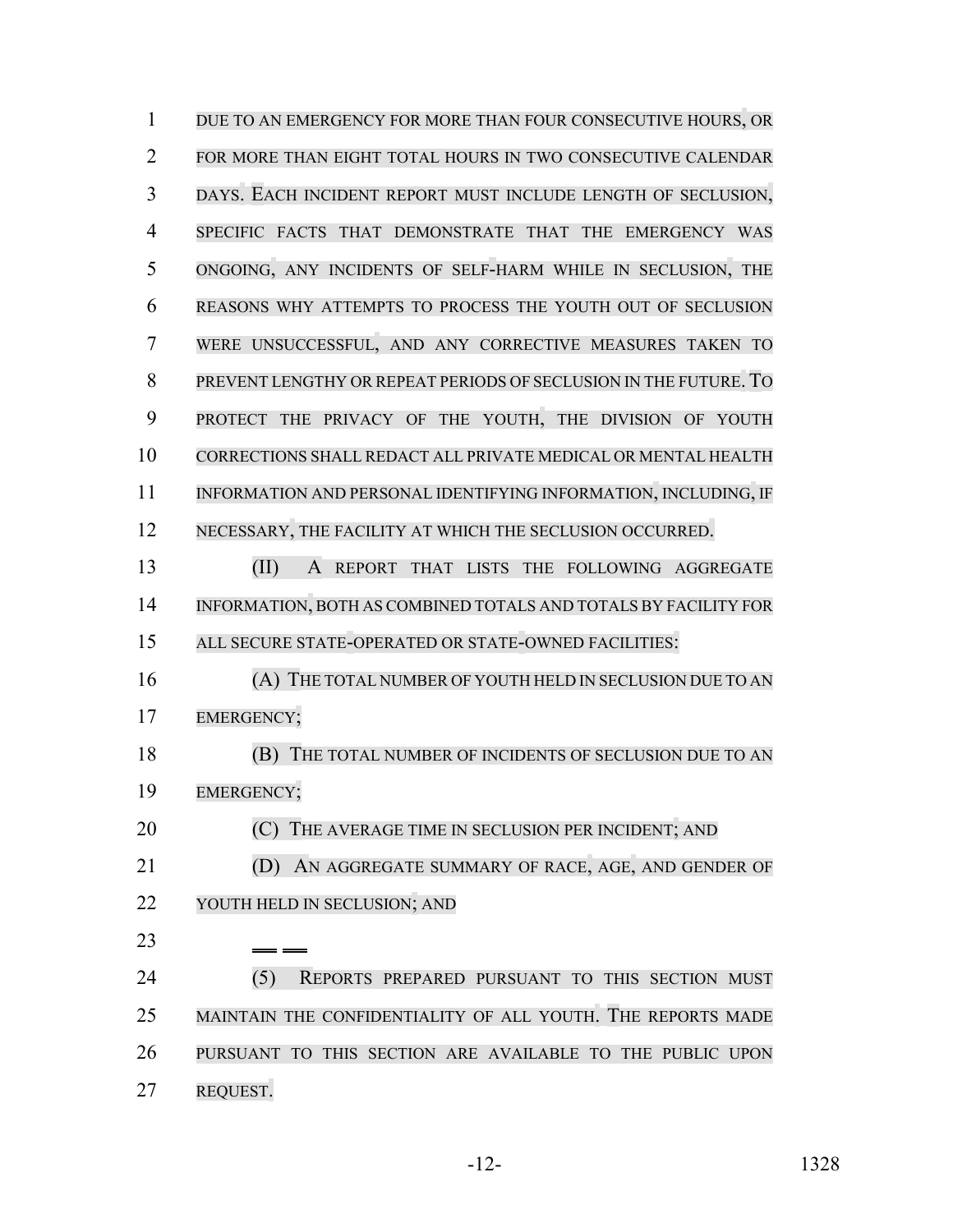DUE TO AN EMERGENCY FOR MORE THAN FOUR CONSECUTIVE HOURS, OR FOR MORE THAN EIGHT TOTAL HOURS IN TWO CONSECUTIVE CALENDAR DAYS. EACH INCIDENT REPORT MUST INCLUDE LENGTH OF SECLUSION, SPECIFIC FACTS THAT DEMONSTRATE THAT THE EMERGENCY WAS ONGOING, ANY INCIDENTS OF SELF-HARM WHILE IN SECLUSION, THE REASONS WHY ATTEMPTS TO PROCESS THE YOUTH OUT OF SECLUSION WERE UNSUCCESSFUL, AND ANY CORRECTIVE MEASURES TAKEN TO PREVENT LENGTHY OR REPEAT PERIODS OF SECLUSION IN THE FUTURE. TO PROTECT THE PRIVACY OF THE YOUTH, THE DIVISION OF YOUTH CORRECTIONS SHALL REDACT ALL PRIVATE MEDICAL OR MENTAL HEALTH INFORMATION AND PERSONAL IDENTIFYING INFORMATION, INCLUDING, IF NECESSARY, THE FACILITY AT WHICH THE SECLUSION OCCURRED.

(II) A REPORT THAT LISTS THE FOLLOWING AGGREGATE INFORMATION, BOTH AS COMBINED TOTALS AND TOTALS BY FACILITY FOR ALL SECURE STATE-OPERATED OR STATE-OWNED FACILITIES:

(A) THE TOTAL NUMBER OF YOUTH HELD IN SECLUSION DUE TO AN EMERGENCY;

(B) THE TOTAL NUMBER OF INCIDENTS OF SECLUSION DUE TO AN EMERGENCY;

(C) THE AVERAGE TIME IN SECLUSION PER INCIDENT; AND

(D) AN AGGREGATE SUMMARY OF RACE, AGE, AND GENDER OF YOUTH HELD IN SECLUSION; AND

(5) REPORTS PREPARED PURSUANT TO THIS SECTION MUST MAINTAIN THE CONFIDENTIALITY OF ALL YOUTH. THE REPORTS MADE PURSUANT TO THIS SECTION ARE AVAILABLE TO THE PUBLIC UPON REQUEST.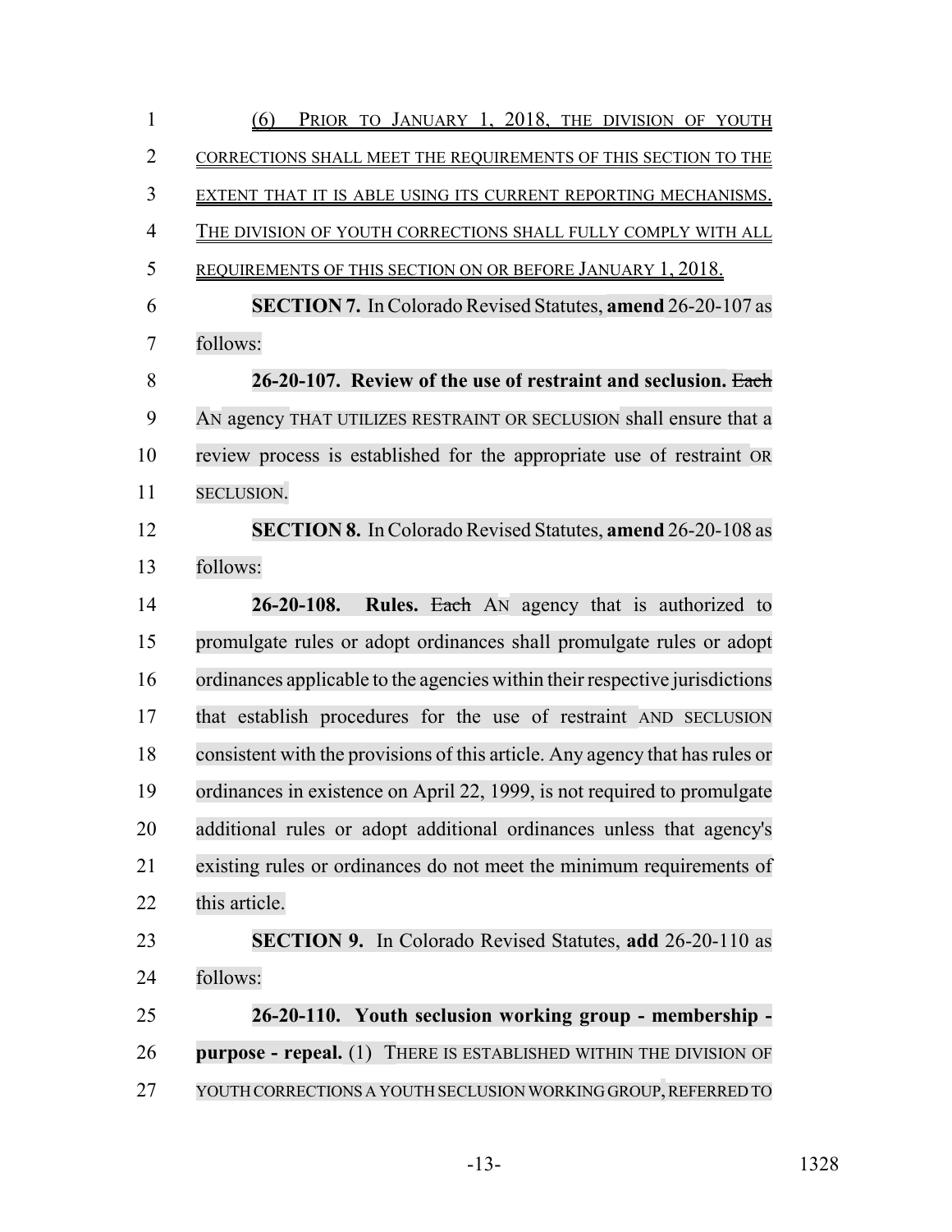(6) PRIOR TO JANUARY 1, 2018, THE DIVISION OF YOUTH CORRECTIONS SHALL MEET THE REQUIREMENTS OF THIS SECTION TO THE EXTENT THAT IT IS ABLE USING ITS CURRENT REPORTING MECHANISMS. THE DIVISION OF YOUTH CORRECTIONS SHALL FULLY COMPLY WITH ALL REQUIREMENTS OF THIS SECTION ON OR BEFORE JANUARY 1, 2018.

**SECTION 7.** In Colorado Revised Statutes, **amend** 26-20-107 as follows:

**26-20-107. Review of the use of restraint and seclusion.** ~~Each~~ AN agency THAT UTILIZES RESTRAINT OR SECLUSION shall ensure that a review process is established for the appropriate use of restraint OR SECLUSION.

**SECTION 8.** In Colorado Revised Statutes, **amend** 26-20-108 as follows:

**26-20-108. Rules.** ~~Each~~ AN agency that is authorized to promulgate rules or adopt ordinances shall promulgate rules or adopt ordinances applicable to the agencies within their respective jurisdictions that establish procedures for the use of restraint AND SECLUSION consistent with the provisions of this article. Any agency that has rules or ordinances in existence on April 22, 1999, is not required to promulgate additional rules or adopt additional ordinances unless that agency's existing rules or ordinances do not meet the minimum requirements of this article.

**SECTION 9.** In Colorado Revised Statutes, **add** 26-20-110 as follows:

**26-20-110. Youth seclusion working group - membership - purpose - repeal.** (1) THERE IS ESTABLISHED WITHIN THE DIVISION OF YOUTH CORRECTIONS A YOUTH SECLUSION WORKING GROUP, REFERRED TO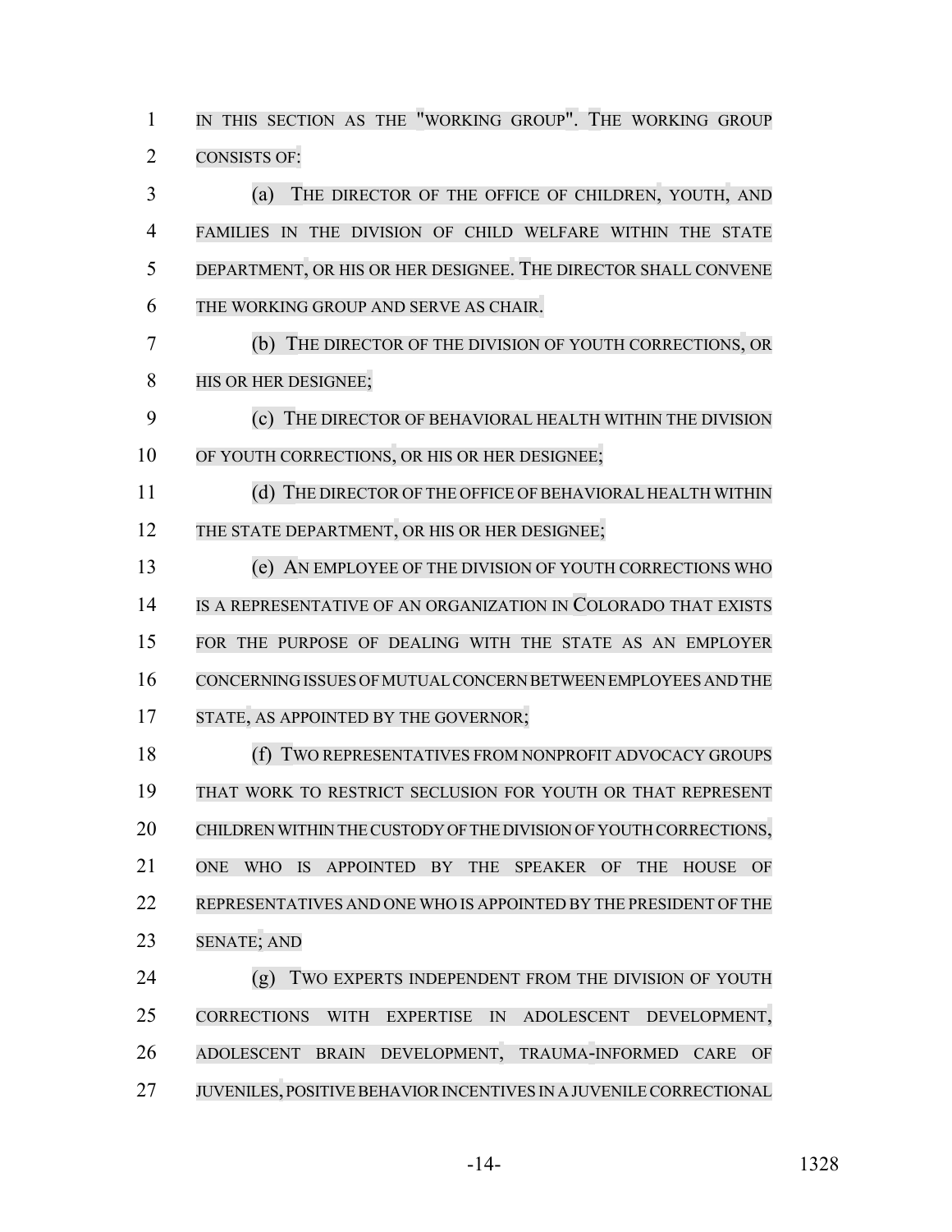IN THIS SECTION AS THE "WORKING GROUP". THE WORKING GROUP CONSISTS OF:

(a) THE DIRECTOR OF THE OFFICE OF CHILDREN, YOUTH, AND FAMILIES IN THE DIVISION OF CHILD WELFARE WITHIN THE STATE DEPARTMENT, OR HIS OR HER DESIGNEE. THE DIRECTOR SHALL CONVENE THE WORKING GROUP AND SERVE AS CHAIR.

(b) THE DIRECTOR OF THE DIVISION OF YOUTH CORRECTIONS, OR HIS OR HER DESIGNEE;

(c) THE DIRECTOR OF BEHAVIORAL HEALTH WITHIN THE DIVISION OF YOUTH CORRECTIONS, OR HIS OR HER DESIGNEE;

(d) THE DIRECTOR OF THE OFFICE OF BEHAVIORAL HEALTH WITHIN THE STATE DEPARTMENT, OR HIS OR HER DESIGNEE;

(e) AN EMPLOYEE OF THE DIVISION OF YOUTH CORRECTIONS WHO IS A REPRESENTATIVE OF AN ORGANIZATION IN COLORADO THAT EXISTS FOR THE PURPOSE OF DEALING WITH THE STATE AS AN EMPLOYER CONCERNING ISSUES OF MUTUAL CONCERN BETWEEN EMPLOYEES AND THE STATE, AS APPOINTED BY THE GOVERNOR;

(f) TWO REPRESENTATIVES FROM NONPROFIT ADVOCACY GROUPS THAT WORK TO RESTRICT SECLUSION FOR YOUTH OR THAT REPRESENT CHILDREN WITHIN THE CUSTODY OF THE DIVISION OF YOUTH CORRECTIONS, ONE WHO IS APPOINTED BY THE SPEAKER OF THE HOUSE OF REPRESENTATIVES AND ONE WHO IS APPOINTED BY THE PRESIDENT OF THE SENATE; AND

(g) TWO EXPERTS INDEPENDENT FROM THE DIVISION OF YOUTH CORRECTIONS WITH EXPERTISE IN ADOLESCENT DEVELOPMENT, ADOLESCENT BRAIN DEVELOPMENT, TRAUMA-INFORMED CARE OF JUVENILES, POSITIVE BEHAVIOR INCENTIVES IN A JUVENILE CORRECTIONAL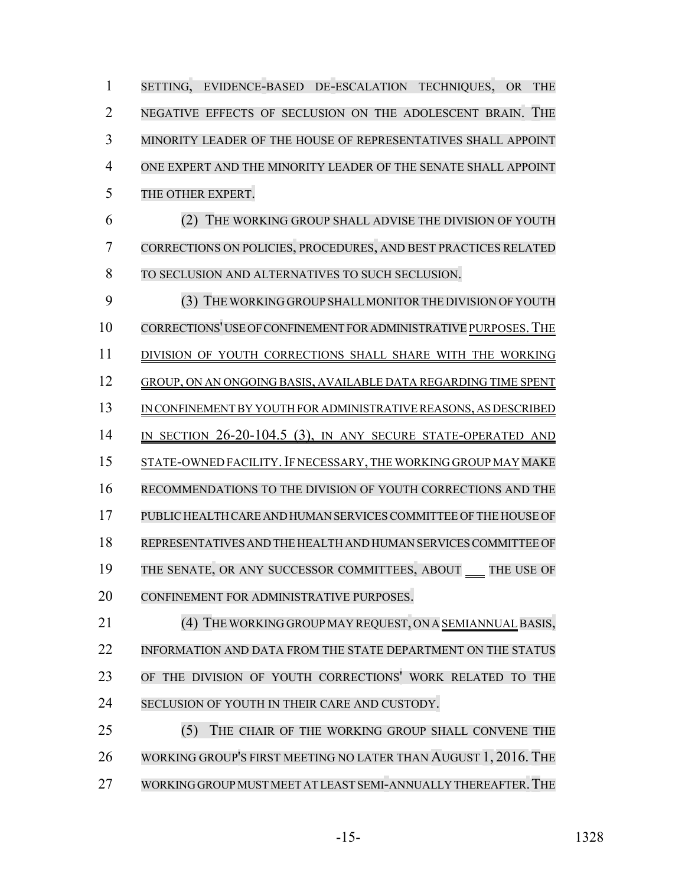SETTING, EVIDENCE-BASED DE-ESCALATION TECHNIQUES, OR THE NEGATIVE EFFECTS OF SECLUSION ON THE ADOLESCENT BRAIN. THE MINORITY LEADER OF THE HOUSE OF REPRESENTATIVES SHALL APPOINT ONE EXPERT AND THE MINORITY LEADER OF THE SENATE SHALL APPOINT THE OTHER EXPERT.

(2) THE WORKING GROUP SHALL ADVISE THE DIVISION OF YOUTH CORRECTIONS ON POLICIES, PROCEDURES, AND BEST PRACTICES RELATED TO SECLUSION AND ALTERNATIVES TO SUCH SECLUSION.

(3) THE WORKING GROUP SHALL MONITOR THE DIVISION OF YOUTH CORRECTIONS' USE OF CONFINEMENT FOR ADMINISTRATIVE PURPOSES. THE DIVISION OF YOUTH CORRECTIONS SHALL SHARE WITH THE WORKING GROUP, ON AN ONGOING BASIS, AVAILABLE DATA REGARDING TIME SPENT IN CONFINEMENT BY YOUTH FOR ADMINISTRATIVE REASONS, AS DESCRIBED IN SECTION 26-20-104.5 (3), IN ANY SECURE STATE-OPERATED AND STATE-OWNED FACILITY. IF NECESSARY, THE WORKING GROUP MAY MAKE RECOMMENDATIONS TO THE DIVISION OF YOUTH CORRECTIONS AND THE PUBLIC HEALTH CARE AND HUMAN SERVICES COMMITTEE OF THE HOUSE OF REPRESENTATIVES AND THE HEALTH AND HUMAN SERVICES COMMITTEE OF THE SENATE, OR ANY SUCCESSOR COMMITTEES, ABOUT ___ THE USE OF CONFINEMENT FOR ADMINISTRATIVE PURPOSES.

(4) THE WORKING GROUP MAY REQUEST, ON A SEMIANNUAL BASIS, INFORMATION AND DATA FROM THE STATE DEPARTMENT ON THE STATUS OF THE DIVISION OF YOUTH CORRECTIONS' WORK RELATED TO THE SECLUSION OF YOUTH IN THEIR CARE AND CUSTODY.

(5) THE CHAIR OF THE WORKING GROUP SHALL CONVENE THE WORKING GROUP'S FIRST MEETING NO LATER THAN AUGUST 1, 2016. THE WORKING GROUP MUST MEET AT LEAST SEMI-ANNUALLY THEREAFTER. THE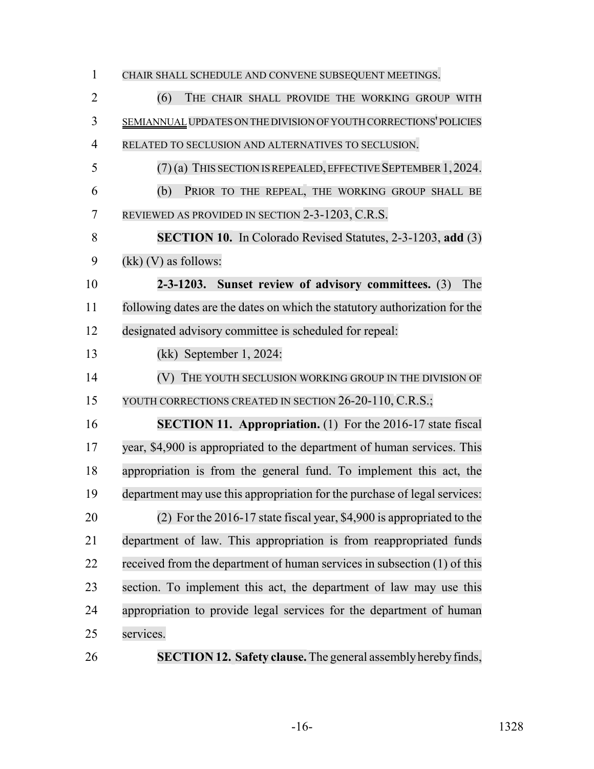CHAIR SHALL SCHEDULE AND CONVENE SUBSEQUENT MEETINGS.

(6) THE CHAIR SHALL PROVIDE THE WORKING GROUP WITH SEMIANNUAL UPDATES ON THE DIVISION OF YOUTH CORRECTIONS' POLICIES RELATED TO SECLUSION AND ALTERNATIVES TO SECLUSION.

(7) (a) THIS SECTION IS REPEALED, EFFECTIVE SEPTEMBER 1, 2024.

(b) PRIOR TO THE REPEAL, THE WORKING GROUP SHALL BE REVIEWED AS PROVIDED IN SECTION 2-3-1203, C.R.S.

**SECTION 10.** In Colorado Revised Statutes, 2-3-1203, **add** (3) (kk) (V) as follows:

**2-3-1203. Sunset review of advisory committees.** (3) The following dates are the dates on which the statutory authorization for the designated advisory committee is scheduled for repeal:

(kk) September 1, 2024:

(V) THE YOUTH SECLUSION WORKING GROUP IN THE DIVISION OF YOUTH CORRECTIONS CREATED IN SECTION 26-20-110, C.R.S.;

**SECTION 11. Appropriation.** (1) For the 2016-17 state fiscal year, $4,900 is appropriated to the department of human services. This appropriation is from the general fund. To implement this act, the department may use this appropriation for the purchase of legal services:

(2) For the 2016-17 state fiscal year, $4,900 is appropriated to the department of law. This appropriation is from reappropriated funds received from the department of human services in subsection (1) of this section. To implement this act, the department of law may use this appropriation to provide legal services for the department of human services.

**SECTION 12. Safety clause.** The general assembly hereby finds,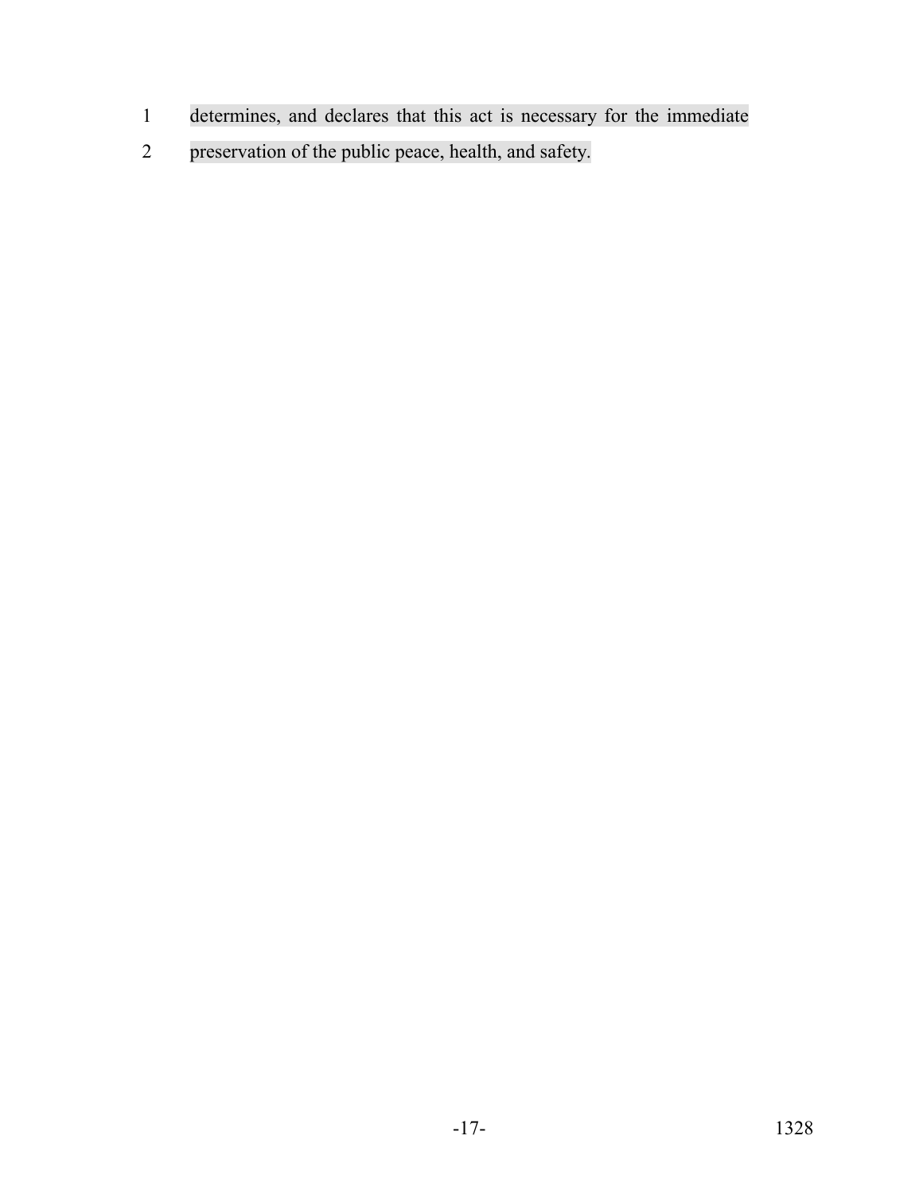determines, and declares that this act is necessary for the immediate preservation of the public peace, health, and safety.